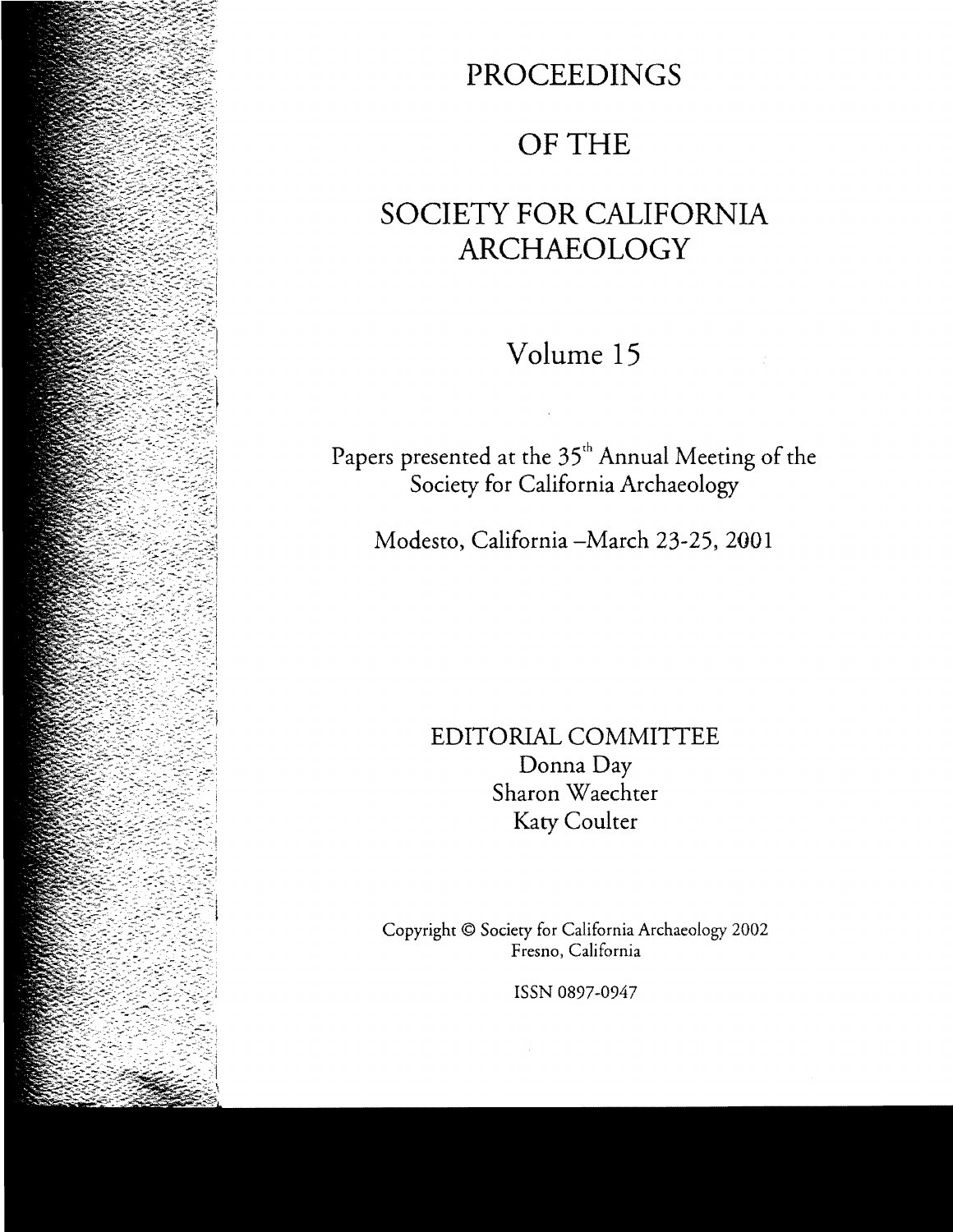# PROCEEDINGS

# OF THE

# SOCIETY FOR CALIFORNIA ARCHAEOLOGY

## Volume 15

Papers presented at the 35th Annual Meeting of the Society for California Archaeology

Modesto, California –March 23-25, 2001

EDITORIAL COMMITTEE

Donna Day

Sharon Waechter

Katy Coulter

Copyright © Society for California Archaeology 2002
Fresno, California

ISSN 0897-0947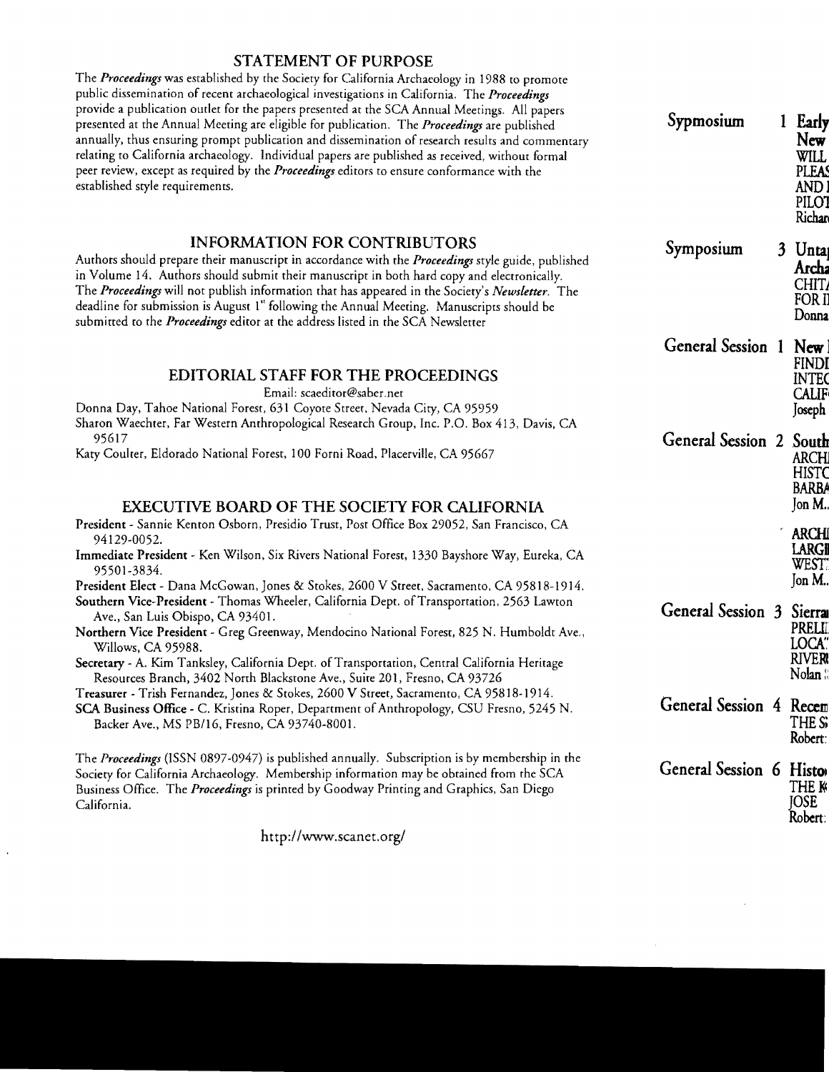## STATEMENT OF PURPOSE

The *Proceedings* was established by the Society for California Archaeology in 1988 to promote public dissemination of recent archaeological investigations in California. The *Proceedings* provide a publication outlet for the papers presented at the SCA Annual Meetings. All papers presented at the Annual Meeting are eligible for publication. The *Proceedings* are published annually, thus ensuring prompt publication and dissemination of research results and commentary relating to California archaeology. Individual papers are published as received, without formal peer review, except as required by the *Proceedings* editors to ensure conformance with the established style requirements.

## INFORMATION FOR CONTRIBUTORS

Authors should prepare their manuscript in accordance with the *Proceedings* style guide, published in Volume 14. Authors should submit their manuscript in both hard copy and electronically. The *Proceedings* will not publish information that has appeared in the Society's *Newsletter*. The deadline for submission is August 1st following the Annual Meeting. Manuscripts should be submitted to the *Proceedings* editor at the address listed in the SCA Newsletter

## EDITORIAL STAFF FOR THE PROCEEDINGS

Email: scaeditor@saber.net

Donna Day, Tahoe National Forest, 631 Coyote Street, Nevada City, CA 95959

Sharon Waechter, Far Western Anthropological Research Group, Inc. P.O. Box 413, Davis, CA 95617

Katy Coulter, Eldorado National Forest, 100 Forni Road, Placerville, CA 95667

## EXECUTIVE BOARD OF THE SOCIETY FOR CALIFORNIA

**President** - Sannie Kenton Osborn, Presidio Trust, Post Office Box 29052, San Francisco, CA 94129-0052.

**Immediate President** - Ken Wilson, Six Rivers National Forest, 1330 Bayshore Way, Eureka, CA 95501-3834.

**President Elect** - Dana McGowan, Jones & Stokes, 2600 V Street, Sacramento, CA 95818-1914.

**Southern Vice-President** - Thomas Wheeler, California Dept. of Transportation, 2563 Lawton Ave., San Luis Obispo, CA 93401.

**Northern Vice President** - Greg Greenway, Mendocino National Forest, 825 N. Humboldt Ave., Willows, CA 95988.

**Secretary** - A. Kim Tanksley, California Dept. of Transportation, Central California Heritage Resources Branch, 3402 North Blackstone Ave., Suite 201, Fresno, CA 93726

**Treasurer** - Trish Fernandez, Jones & Stokes, 2600 V Street, Sacramento, CA 95818-1914.

**SCA Business Office** - C. Kristina Roper, Department of Anthropology, CSU Fresno, 5245 N. Backer Ave., MS PB/16, Fresno, CA 93740-8001.

The *Proceedings* (ISSN 0897-0947) is published annually. Subscription is by membership in the Society for California Archaeology. Membership information may be obtained from the SCA Business Office. The *Proceedings* is printed by Goodway Printing and Graphics, San Diego California.

http://www.scanet.org/

**Sypmosium 1** Early New
WILL PLEAS AND PILOT
Richar

**Symposium 3** Untap Archa
CHITA FOR I
Donna

**General Session 1** New
FINDI INTEG CALIF
Joseph

**General Session 2** South
ARCH HISTO BARBA
Jon M.

ARCH LARGE WEST
Jon M.

**General Session 3** Sierra
PRELI LOCAT RIVER
Nolan

**General Session 4** Recen
THE S
Robert

**General Session 6** Histo
THE K JOSE
Robert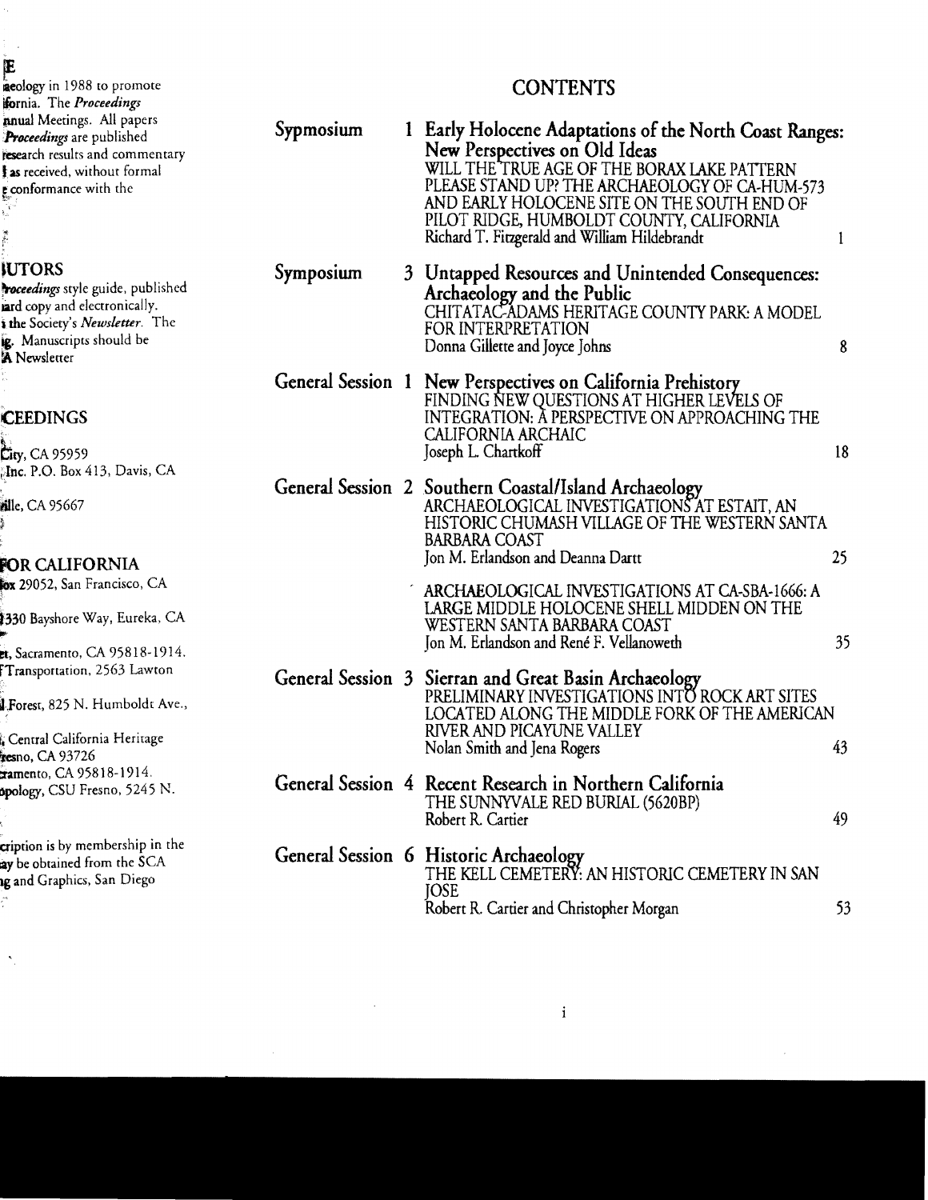E
aeology in 1988 to promote
ifornia. The *Proceedings*
nnual Meetings. All papers
*Proceedings* are published
research results and commentary
as received, without formal
conformance with the

UTORS
*Proceedings* style guide, published
ard copy and electronically.
the Society's *Newsletter*. The
g. Manuscripts should be
A Newsletter

CEEDINGS

City, CA 95959
Inc. P.O. Box 413, Davis, CA

ille, CA 95667

FOR CALIFORNIA
ox 29052, San Francisco, CA

330 Bayshore Way, Eureka, CA

et, Sacramento, CA 95818-1914.
Transportation, 2563 Lawton

Forest, 825 N. Humboldt Ave.,

, Central California Heritage
resno, CA 93726
ramento, CA 95818-1914.
opology, CSU Fresno, 5245 N.

cription is by membership in the
ay be obtained from the SCA
g and Graphics, San Diego

# CONTENTS

**Sypmosium 1 Early Holocene Adaptations of the North Coast Ranges: New Perspectives on Old Ideas**

WILL THE TRUE AGE OF THE BORAX LAKE PATTERN PLEASE STAND UP? THE ARCHAEOLOGY OF CA-HUM-573 AND EARLY HOLOCENE SITE ON THE SOUTH END OF PILOT RIDGE, HUMBOLDT COUNTY, CALIFORNIA
Richard T. Fitzgerald and William Hildebrandt — 1

**Symposium 3 Untapped Resources and Unintended Consequences: Archaeology and the Public**

CHITATAC-ADAMS HERITAGE COUNTY PARK: A MODEL FOR INTERPRETATION
Donna Gillette and Joyce Johns — 8

**General Session 1 New Perspectives on California Prehistory**

FINDING NEW QUESTIONS AT HIGHER LEVELS OF INTEGRATION: A PERSPECTIVE ON APPROACHING THE CALIFORNIA ARCHAIC
Joseph L. Chartkoff — 18

**General Session 2 Southern Coastal/Island Archaeology**

ARCHAEOLOGICAL INVESTIGATIONS AT ESTAIT, AN HISTORIC CHUMASH VILLAGE OF THE WESTERN SANTA BARBARA COAST
Jon M. Erlandson and Deanna Dartt — 25

ARCHAEOLOGICAL INVESTIGATIONS AT CA-SBA-1666: A LARGE MIDDLE HOLOCENE SHELL MIDDEN ON THE WESTERN SANTA BARBARA COAST
Jon M. Erlandson and René F. Vellanoweth — 35

**General Session 3 Sierran and Great Basin Archaeology**

PRELIMINARY INVESTIGATIONS INTO ROCK ART SITES LOCATED ALONG THE MIDDLE FORK OF THE AMERICAN RIVER AND PICAYUNE VALLEY
Nolan Smith and Jena Rogers — 43

**General Session 4 Recent Research in Northern California**

THE SUNNYVALE RED BURIAL (5620BP)
Robert R. Cartier — 49

**General Session 6 Historic Archaeology**

THE KELL CEMETERY: AN HISTORIC CEMETERY IN SAN JOSE
Robert R. Cartier and Christopher Morgan — 53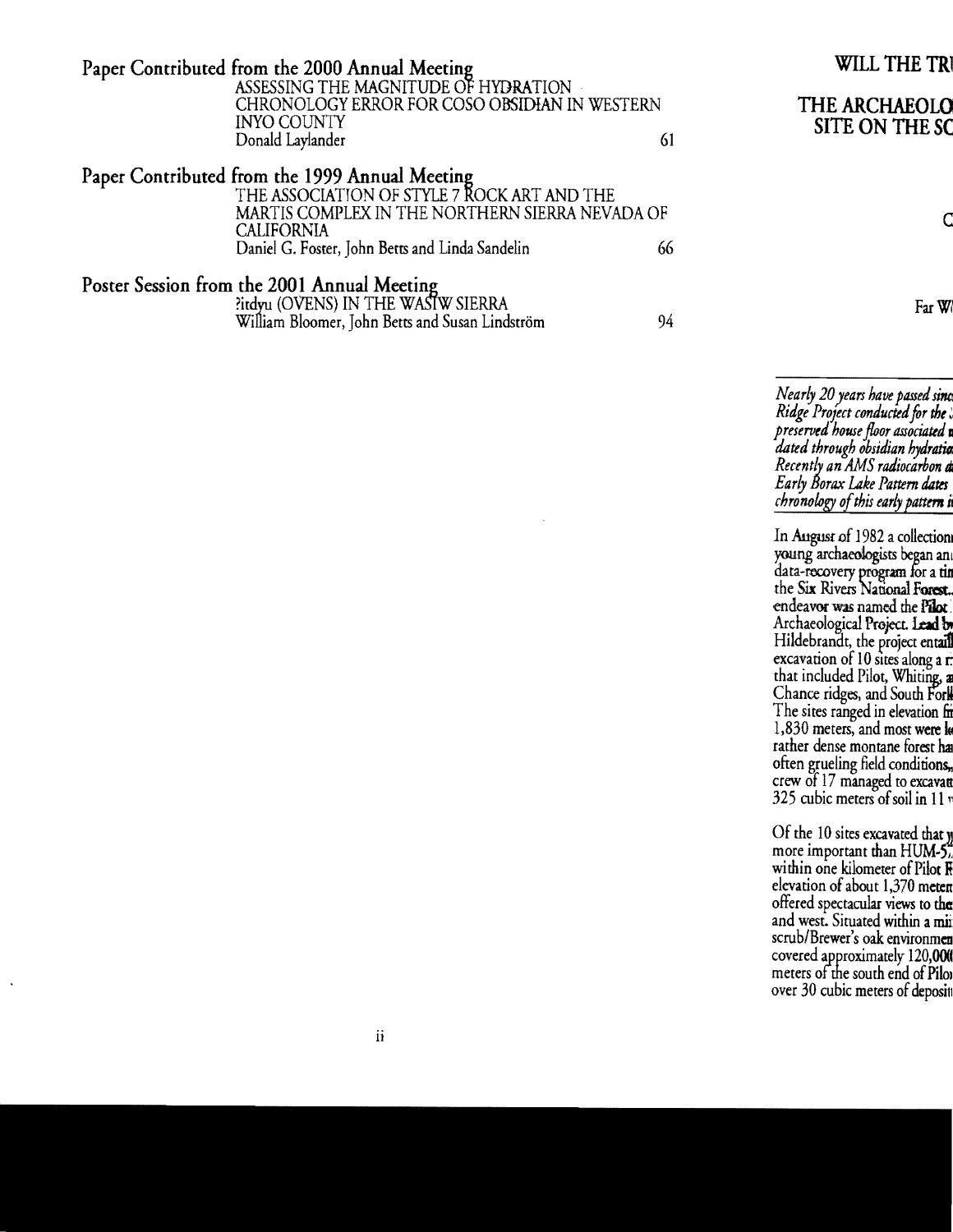## Paper Contributed from the 2000 Annual Meeting

ASSESSING THE MAGNITUDE OF HYDRATION CHRONOLOGY ERROR FOR COSO OBSIDIAN IN WESTERN INYO COUNTY
Donald Laylander — 61

## Paper Contributed from the 1999 Annual Meeting

THE ASSOCIATION OF STYLE 7 ROCK ART AND THE MARTIS COMPLEX IN THE NORTHERN SIERRA NEVADA OF CALIFORNIA
Daniel G. Foster, John Betts and Linda Sandelin — 66

## Poster Session from the 2001 Annual Meeting

ʔitdyu (OVENS) IN THE WASIW SIERRA
William Bloomer, John Betts and Susan Lindström — 94

---

WILL THE TR

THE ARCHAEOLO
SITE ON THE SC

C

Far W

*Nearly 20 years have passed sinc*
*Ridge Project conducted for the*
*preserved house floor associated*
*dated through obsidian hydratio*
*Recently an AMS radiocarbon d*
*Early Borax Lake Pattern dates*
*chronology of this early pattern i*

In August of 1982 a collection
young archaeologists began an
data-recovery program for a tin
the Six Rivers National Forest.
endeavor was named the Pilot
Archaeological Project. Lead b
Hildebrandt, the project entail
excavation of 10 sites along a r
that included Pilot, Whiting, a
Chance ridges, and South Fork
The sites ranged in elevation fr
1,830 meters, and most were l
rather dense montane forest ha
often grueling field conditions,
crew of 17 managed to excavat
325 cubic meters of soil in 11

Of the 10 sites excavated that y
more important than HUM-5
within one kilometer of Pilot R
elevation of about 1,370 meter
offered spectacular views to the
and west. Situated within a mi
scrub/Brewer's oak environmen
covered approximately 120,000
meters of the south end of Pilo
over 30 cubic meters of deposit